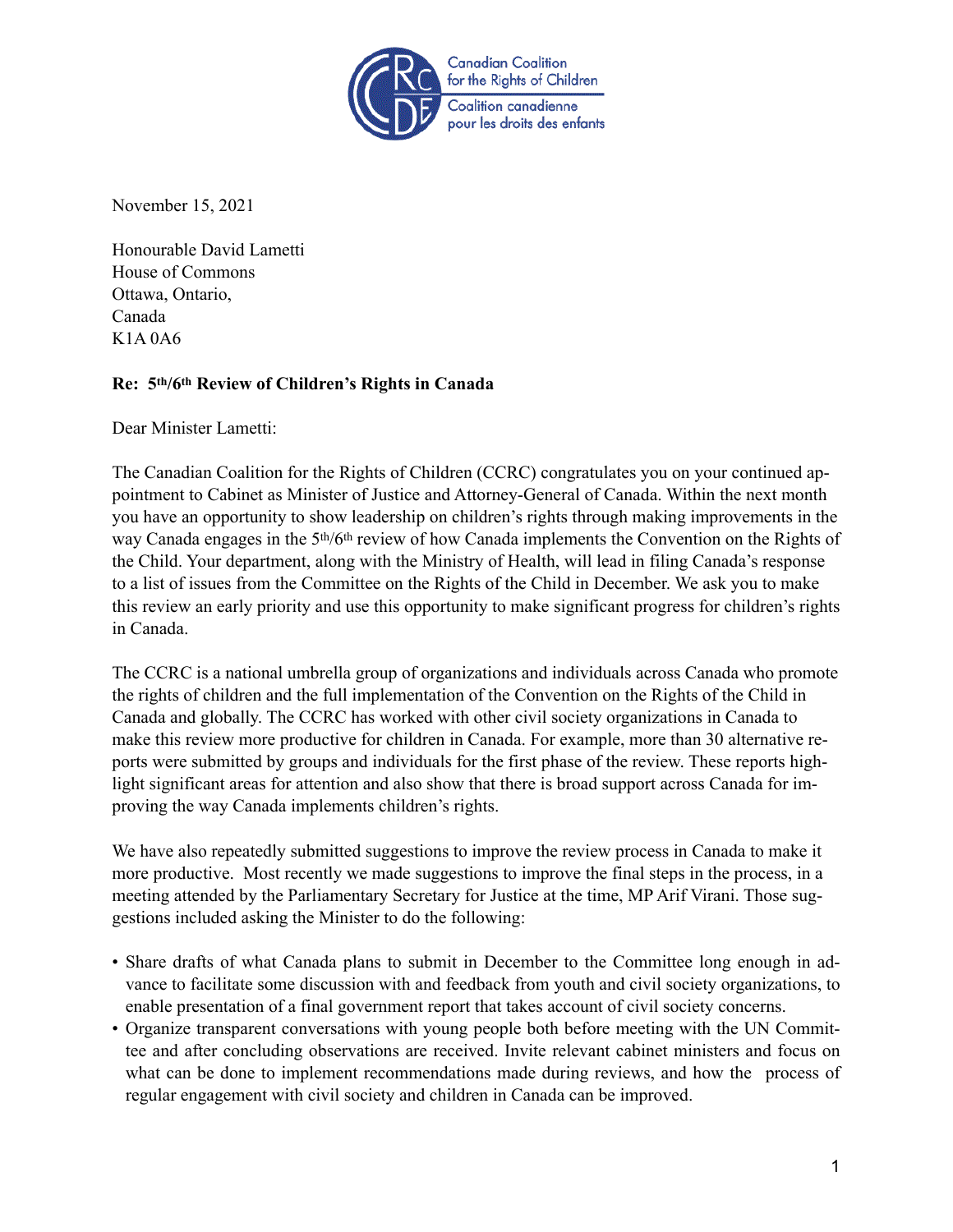Canadian Coalition for the Rights of Children
Coalition canadienne pour les droits des enfants

November 15, 2021

Honourable David Lametti
House of Commons
Ottawa, Ontario,
Canada
K1A 0A6

**Re: 5th/6th Review of Children's Rights in Canada**

Dear Minister Lametti:

The Canadian Coalition for the Rights of Children (CCRC) congratulates you on your continued appointment to Cabinet as Minister of Justice and Attorney-General of Canada. Within the next month you have an opportunity to show leadership on children's rights through making improvements in the way Canada engages in the 5th/6th review of how Canada implements the Convention on the Rights of the Child. Your department, along with the Ministry of Health, will lead in filing Canada's response to a list of issues from the Committee on the Rights of the Child in December. We ask you to make this review an early priority and use this opportunity to make significant progress for children's rights in Canada.

The CCRC is a national umbrella group of organizations and individuals across Canada who promote the rights of children and the full implementation of the Convention on the Rights of the Child in Canada and globally. The CCRC has worked with other civil society organizations in Canada to make this review more productive for children in Canada. For example, more than 30 alternative reports were submitted by groups and individuals for the first phase of the review. These reports highlight significant areas for attention and also show that there is broad support across Canada for improving the way Canada implements children's rights.

We have also repeatedly submitted suggestions to improve the review process in Canada to make it more productive. Most recently we made suggestions to improve the final steps in the process, in a meeting attended by the Parliamentary Secretary for Justice at the time, MP Arif Virani. Those suggestions included asking the Minister to do the following:

- Share drafts of what Canada plans to submit in December to the Committee long enough in advance to facilitate some discussion with and feedback from youth and civil society organizations, to enable presentation of a final government report that takes account of civil society concerns.
- Organize transparent conversations with young people both before meeting with the UN Committee and after concluding observations are received. Invite relevant cabinet ministers and focus on what can be done to implement recommendations made during reviews, and how the process of regular engagement with civil society and children in Canada can be improved.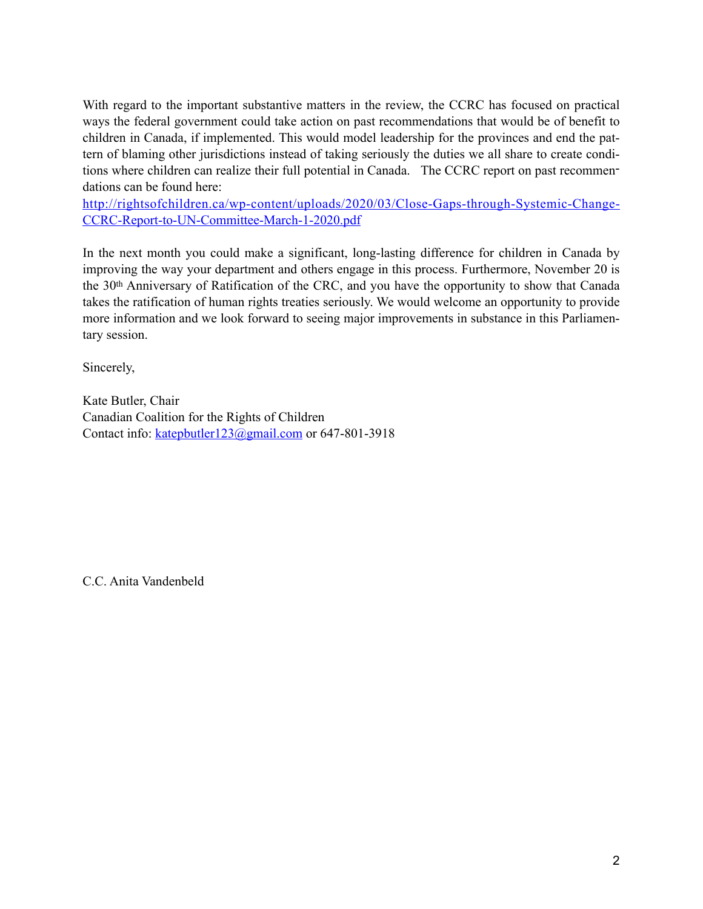With regard to the important substantive matters in the review, the CCRC has focused on practical ways the federal government could take action on past recommendations that would be of benefit to children in Canada, if implemented. This would model leadership for the provinces and end the pattern of blaming other jurisdictions instead of taking seriously the duties we all share to create conditions where children can realize their full potential in Canada. The CCRC report on past recommendations can be found here:
[http://rightsofchildren.ca/wp-content/uploads/2020/03/Close-Gaps-through-Systemic-Change-CCRC-Report-to-UN-Committee-March-1-2020.pdf](http://rightsofchildren.ca/wp-content/uploads/2020/03/Close-Gaps-through-Systemic-Change-CCRC-Report-to-UN-Committee-March-1-2020.pdf)

In the next month you could make a significant, long-lasting difference for children in Canada by improving the way your department and others engage in this process. Furthermore, November 20 is the 30th Anniversary of Ratification of the CRC, and you have the opportunity to show that Canada takes the ratification of human rights treaties seriously. We would welcome an opportunity to provide more information and we look forward to seeing major improvements in substance in this Parliamentary session.

Sincerely,

Kate Butler, Chair
Canadian Coalition for the Rights of Children
Contact info: [katepbutler123@gmail.com](mailto:katepbutler123@gmail.com) or 647-801-3918

C.C. Anita Vandenbeld